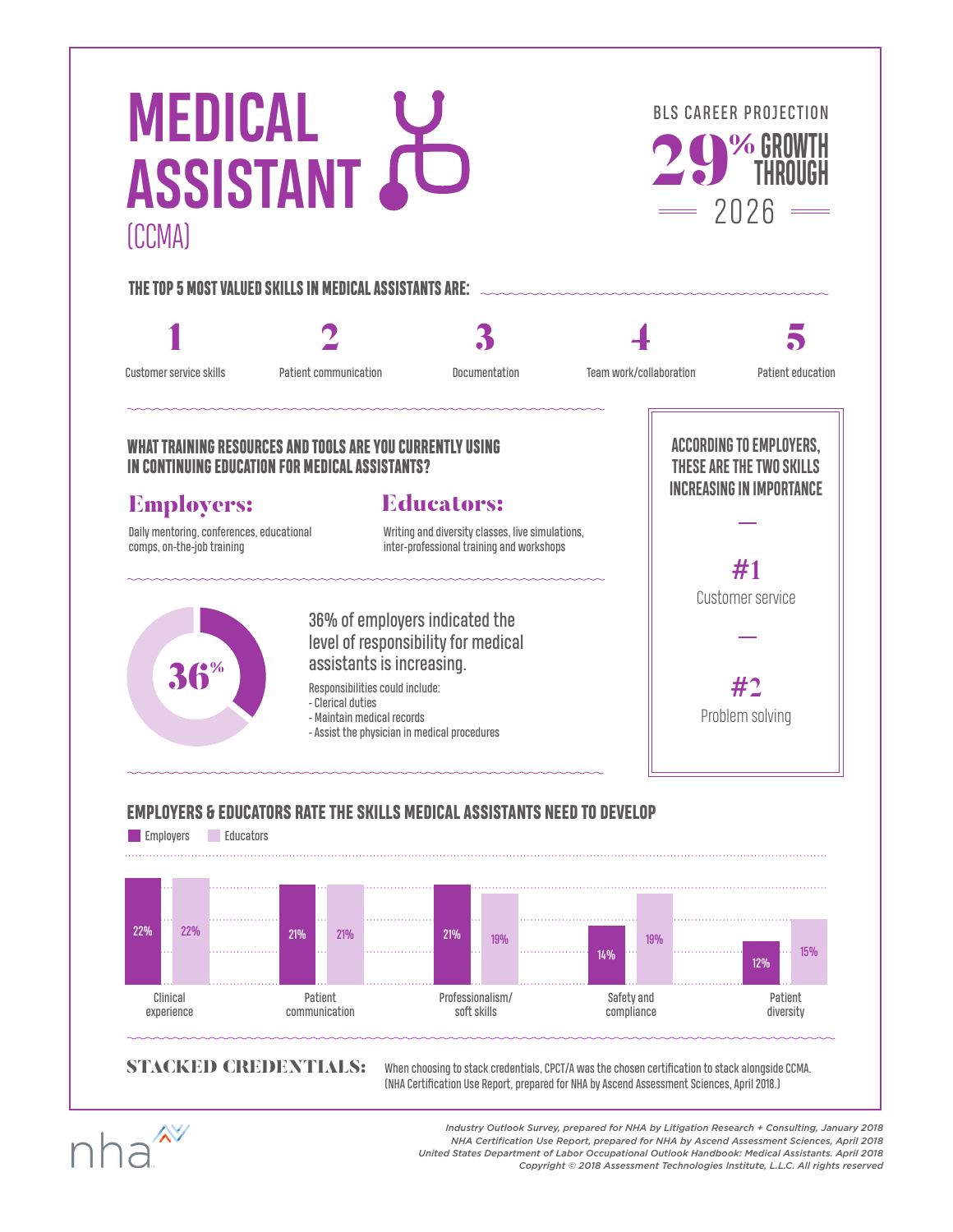# MEDICAL ASSISTANT

(CCMA)

BLS CAREER PROJECTION

**29% GROWTH THROUGH 2026**

## THE TOP 5 MOST VALUED SKILLS IN MEDICAL ASSISTANTS ARE:

1. Customer service skills
2. Patient communication
3. Documentation
4. Team work/collaboration
5. Patient education

## WHAT TRAINING RESOURCES AND TOOLS ARE YOU CURRENTLY USING IN CONTINUING EDUCATION FOR MEDICAL ASSISTANTS?

### Employers:

Daily mentoring, conferences, educational comps, on-the-job training

### Educators:

Writing and diversity classes, live simulations, inter-professional training and workshops

36%

36% of employers indicated the level of responsibility for medical assistants is increasing.

Responsibilities could include:
- Clerical duties
- Maintain medical records
- Assist the physician in medical procedures

## ACCORDING TO EMPLOYERS, THESE ARE THE TWO SKILLS INCREASING IN IMPORTANCE

**#1**
Customer service

**#2**
Problem solving

## EMPLOYERS & EDUCATORS RATE THE SKILLS MEDICAL ASSISTANTS NEED TO DEVELOP

Employers
Educators

Clinical experience: 22% 22%

Patient communication: 21% 21%

Professionalism/ soft skills: 21% 19%

Safety and compliance: 14% 19%

Patient diversity: 12% 15%

**STACKED CREDENTIALS:** When choosing to stack credentials, CPCT/A was the chosen certification to stack alongside CCMA. (NHA Certification Use Report, prepared for NHA by Ascend Assessment Sciences, April 2018.)

nha

*Industry Outlook Survey, prepared for NHA by Litigation Research + Consulting, January 2018*
*NHA Certification Use Report, prepared for NHA by Ascend Assessment Sciences, April 2018*
*United States Department of Labor Occupational Outlook Handbook: Medical Assistants. April 2018*
*Copyright © 2018 Assessment Technologies Institute, L.L.C. All rights reserved*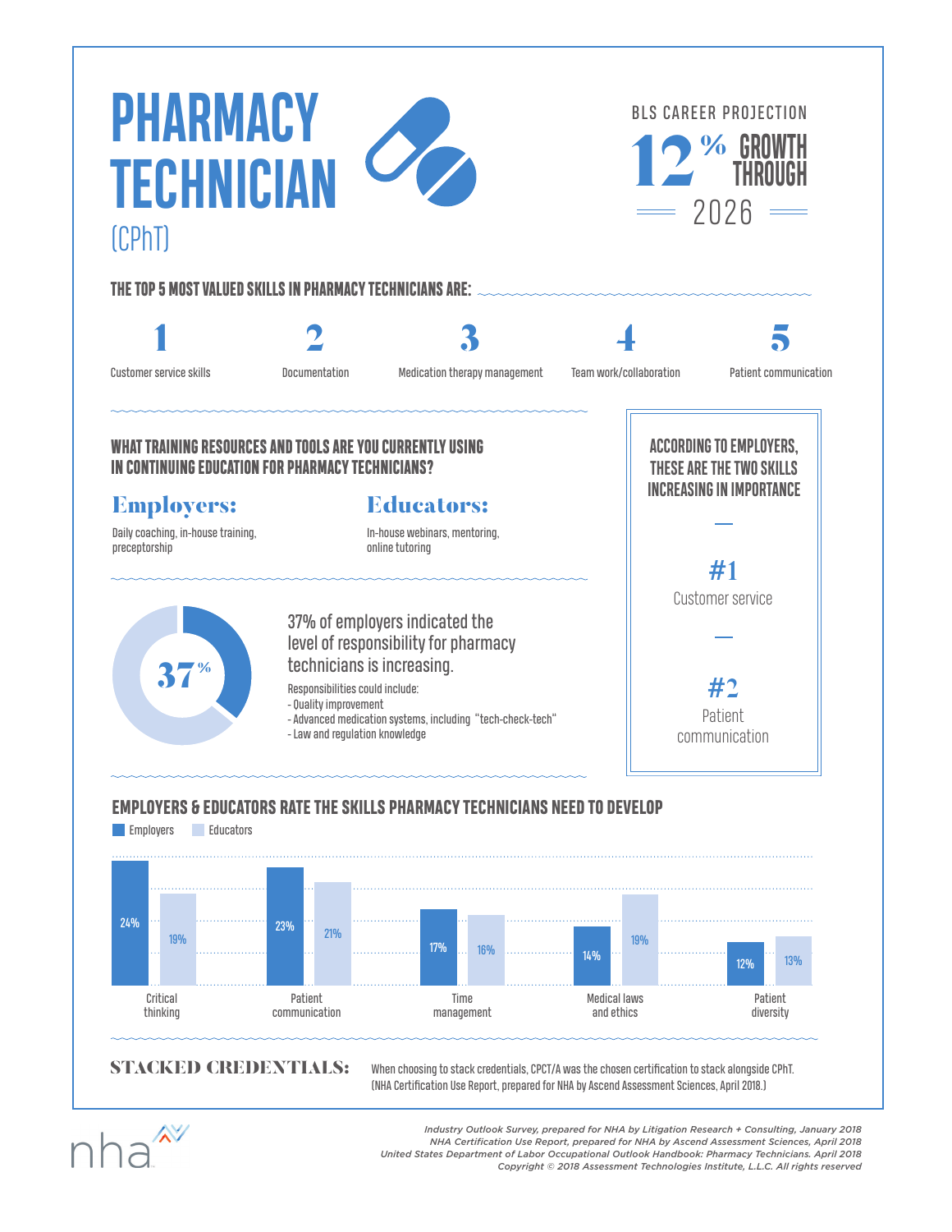# PHARMACY TECHNICIAN

(CPhT)

BLS CAREER PROJECTION

12% GROWTH THROUGH

2026

## THE TOP 5 MOST VALUED SKILLS IN PHARMACY TECHNICIANS ARE:

1. Customer service skills
2. Documentation
3. Medication therapy management
4. Team work/collaboration
5. Patient communication

## WHAT TRAINING RESOURCES AND TOOLS ARE YOU CURRENTLY USING IN CONTINUING EDUCATION FOR PHARMACY TECHNICIANS?

**Employers:**

Daily coaching, in-house training, preceptorship

**Educators:**

In-house webinars, mentoring, online tutoring

37%

37% of employers indicated the level of responsibility for pharmacy technicians is increasing.

Responsibilities could include:

- Quality improvement
- Advanced medication systems, including "tech-check-tech"
- Law and regulation knowledge

## ACCORDING TO EMPLOYERS, THESE ARE THE TWO SKILLS INCREASING IN IMPORTANCE

**#1**

Customer service

**#2**

Patient communication

## EMPLOYERS & EDUCATORS RATE THE SKILLS PHARMACY TECHNICIANS NEED TO DEVELOP

Employers
Educators

Critical thinking: 24% 19%

Patient communication: 23% 21%

Time management: 17% 16%

Medical laws and ethics: 14% 19%

Patient diversity: 12% 13%

**STACKED CREDENTIALS:** When choosing to stack credentials, CPCT/A was the chosen certification to stack alongside CPhT. (NHA Certification Use Report, prepared for NHA by Ascend Assessment Sciences, April 2018.)

nha

*Industry Outlook Survey, prepared for NHA by Litigation Research + Consulting, January 2018*
*NHA Certification Use Report, prepared for NHA by Ascend Assessment Sciences, April 2018*
*United States Department of Labor Occupational Outlook Handbook: Pharmacy Technicians. April 2018*
*Copyright © 2018 Assessment Technologies Institute, L.L.C. All rights reserved*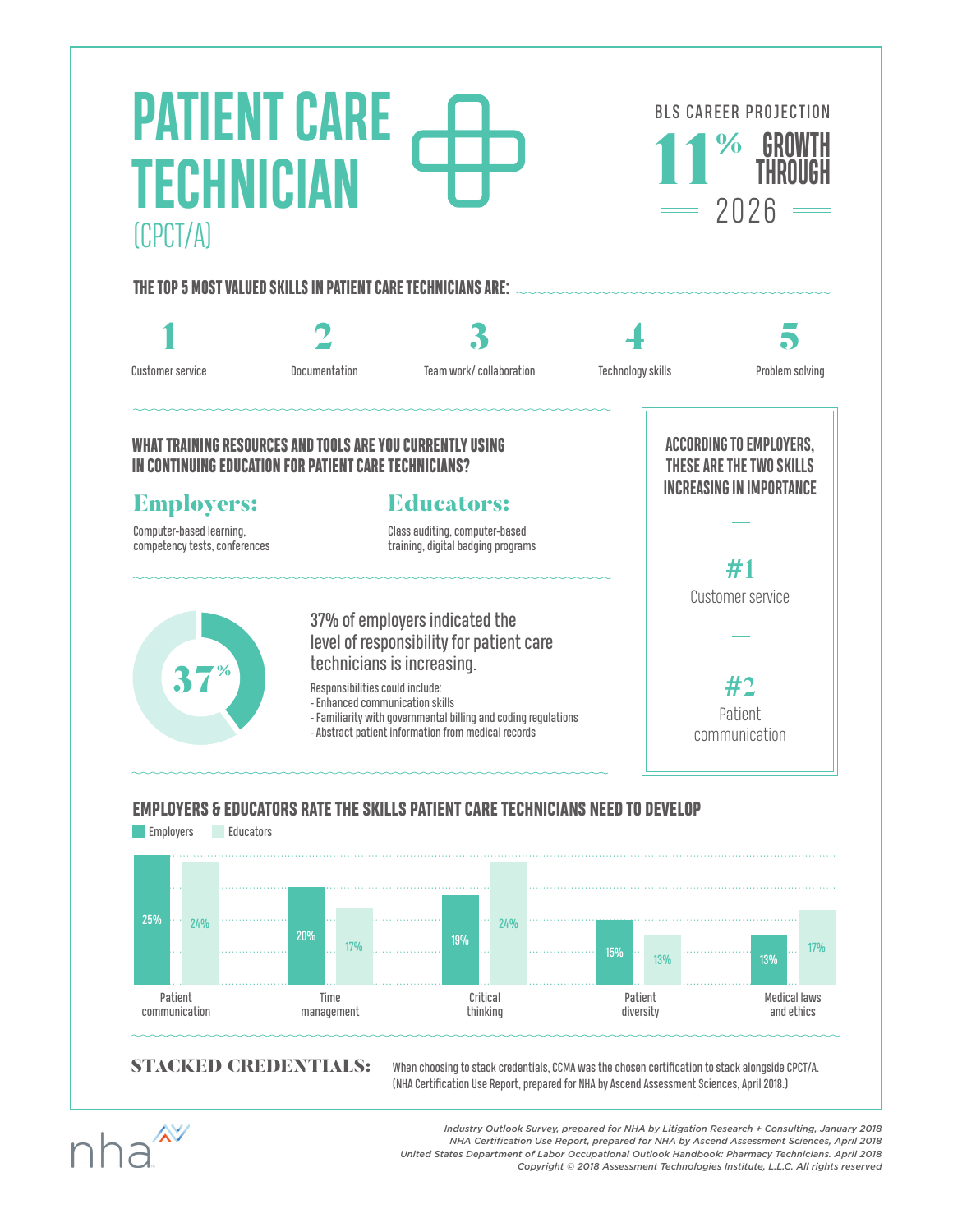# PATIENT CARE TECHNICIAN

(CPCT/A)

BLS CAREER PROJECTION

**11% GROWTH THROUGH 2026**

## THE TOP 5 MOST VALUED SKILLS IN PATIENT CARE TECHNICIANS ARE:

1. Customer service
2. Documentation
3. Team work/ collaboration
4. Technology skills
5. Problem solving

## WHAT TRAINING RESOURCES AND TOOLS ARE YOU CURRENTLY USING IN CONTINUING EDUCATION FOR PATIENT CARE TECHNICIANS?

### Employers:

Computer-based learning, competency tests, conferences

### Educators:

Class auditing, computer-based training, digital badging programs

37%

37% of employers indicated the level of responsibility for patient care technicians is increasing.

Responsibilities could include:
- Enhanced communication skills
- Familiarity with governmental billing and coding regulations
- Abstract patient information from medical records

## ACCORDING TO EMPLOYERS, THESE ARE THE TWO SKILLS INCREASING IN IMPORTANCE

**#1**
Customer service

**#2**
Patient communication

## EMPLOYERS & EDUCATORS RATE THE SKILLS PATIENT CARE TECHNICIANS NEED TO DEVELOP

Employers
Educators

Patient communication: 25% 24%
Time management: 20% 17%
Critical thinking: 19% 24%
Patient diversity: 15% 13%
Medical laws and ethics: 13% 17%

**STACKED CREDENTIALS:** When choosing to stack credentials, CCMA was the chosen certification to stack alongside CPCT/A. (NHA Certification Use Report, prepared for NHA by Ascend Assessment Sciences, April 2018.)

nha

*Industry Outlook Survey, prepared for NHA by Litigation Research + Consulting, January 2018*
*NHA Certification Use Report, prepared for NHA by Ascend Assessment Sciences, April 2018*
*United States Department of Labor Occupational Outlook Handbook: Pharmacy Technicians. April 2018*
*Copyright © 2018 Assessment Technologies Institute, L.L.C. All rights reserved*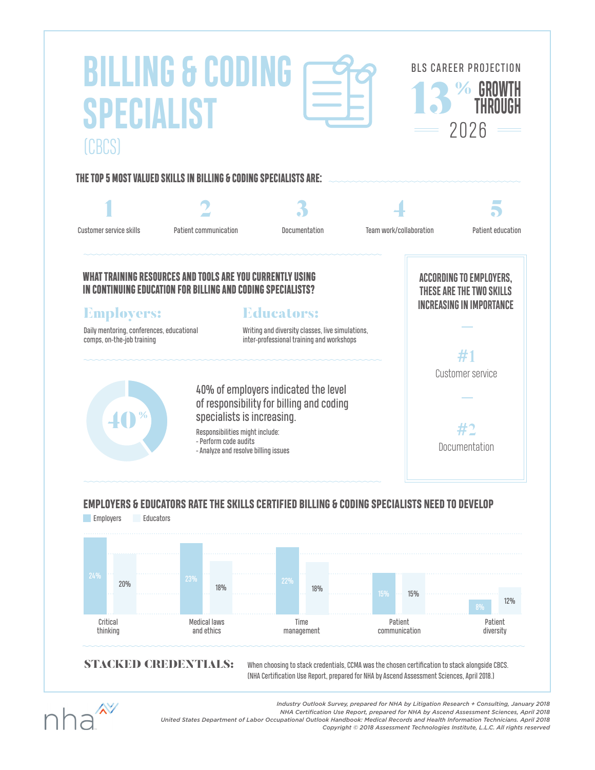# BILLING & CODING SPECIALIST

(CBCS)

BLS CAREER PROJECTION

13% GROWTH THROUGH 2026

## THE TOP 5 MOST VALUED SKILLS IN BILLING & CODING SPECIALISTS ARE:

1. Customer service skills
2. Patient communication
3. Documentation
4. Team work/collaboration
5. Patient education

## WHAT TRAINING RESOURCES AND TOOLS ARE YOU CURRENTLY USING IN CONTINUING EDUCATION FOR BILLING AND CODING SPECIALISTS?

**Employers:**

Daily mentoring, conferences, educational comps, on-the-job training

**Educators:**

Writing and diversity classes, live simulations, inter-professional training and workshops

40%

40% of employers indicated the level of responsibility for billing and coding specialists is increasing.

Responsibilities might include:
- Perform code audits
- Analyze and resolve billing issues

## ACCORDING TO EMPLOYERS, THESE ARE THE TWO SKILLS INCREASING IN IMPORTANCE

#1 Customer service

#2 Documentation

## EMPLOYERS & EDUCATORS RATE THE SKILLS CERTIFIED BILLING & CODING SPECIALISTS NEED TO DEVELOP

Employers
Educators

Critical thinking: 24% 20%
Medical laws and ethics: 23% 18%
Time management: 22% 18%
Patient communication: 15% 15%
Patient diversity: 8% 12%

**STACKED CREDENTIALS:** When choosing to stack credentials, CCMA was the chosen certification to stack alongside CBCS. (NHA Certification Use Report, prepared for NHA by Ascend Assessment Sciences, April 2018.)

nha

*Industry Outlook Survey, prepared for NHA by Litigation Research + Consulting, January 2018*
*NHA Certification Use Report, prepared for NHA by Ascend Assessment Sciences, April 2018*
*United States Department of Labor Occupational Outlook Handbook: Medical Records and Health Information Technicians. April 2018*
*Copyright © 2018 Assessment Technologies Institute, L.L.C. All rights reserved*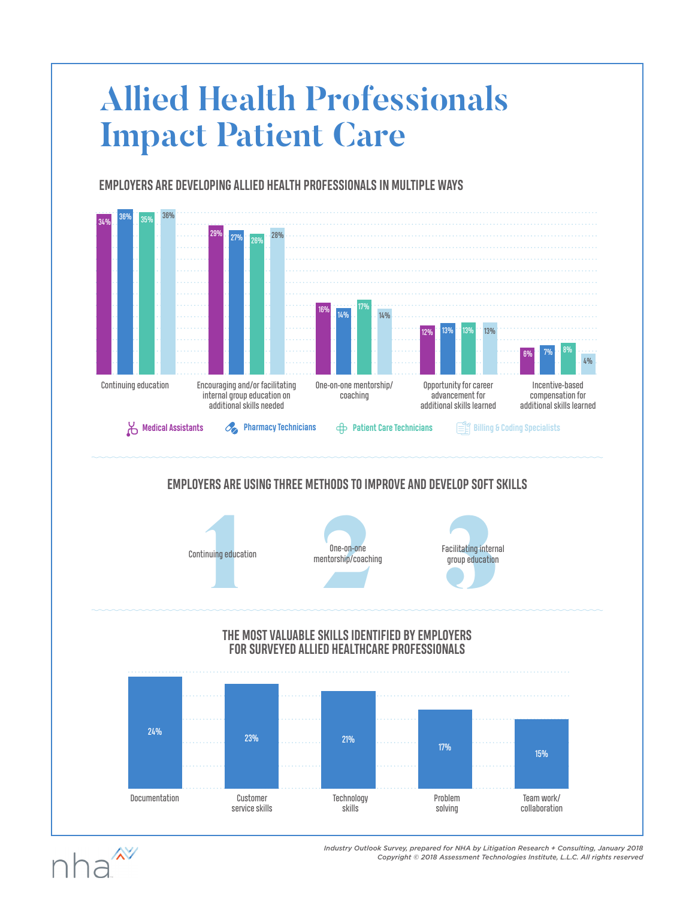# Allied Health Professionals Impact Patient Care

## EMPLOYERS ARE DEVELOPING ALLIED HEALTH PROFESSIONALS IN MULTIPLE WAYS

Continuing education: 34% 36% 35% 36%

Encouraging and/or facilitating internal group education on additional skills needed: 29% 27% 26% 28%

One-on-one mentorship/ coaching: 16% 14% 17% 14%

Opportunity for career advancement for additional skills learned: 12% 13% 13% 13%

Incentive-based compensation for additional skills learned: 6% 7% 8% 4%

Medical Assistants
Pharmacy Technicians
Patient Care Technicians
Billing & Coding Specialists

## EMPLOYERS ARE USING THREE METHODS TO IMPROVE AND DEVELOP SOFT SKILLS

1 Continuing education

2 One-on-one mentorship/coaching

3 Facilitating internal group education

## THE MOST VALUABLE SKILLS IDENTIFIED BY EMPLOYERS FOR SURVEYED ALLIED HEALTHCARE PROFESSIONALS

Documentation: 24%

Customer service skills: 23%

Technology skills: 21%

Problem solving: 17%

Team work/ collaboration: 15%

*Industry Outlook Survey, prepared for NHA by Litigation Research + Consulting, January 2018*
*Copyright © 2018 Assessment Technologies Institute, L.L.C. All rights reserved*

nha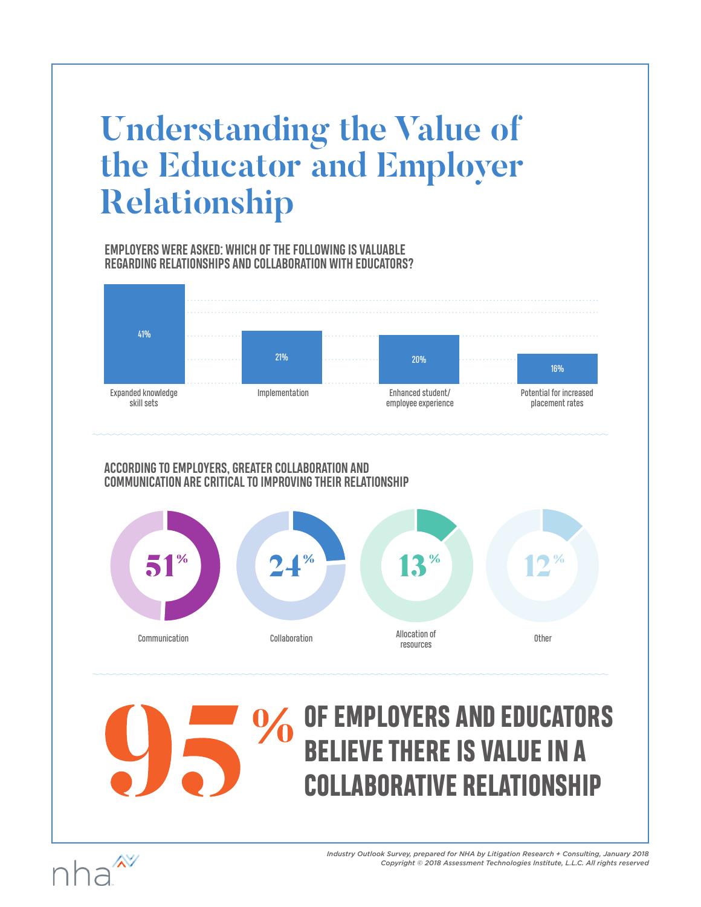# Understanding the Value of the Educator and Employer Relationship

**EMPLOYERS WERE ASKED: WHICH OF THE FOLLOWING IS VALUABLE REGARDING RELATIONSHIPS AND COLLABORATION WITH EDUCATORS?**

41%
Expanded knowledge skill sets

21%
Implementation

20%
Enhanced student/ employee experience

16%
Potential for increased placement rates

**ACCORDING TO EMPLOYERS, GREATER COLLABORATION AND COMMUNICATION ARE CRITICAL TO IMPROVING THEIR RELATIONSHIP**

51%
Communication

24%
Collaboration

13%
Allocation of resources

12%
Other

## 95% OF EMPLOYERS AND EDUCATORS BELIEVE THERE IS VALUE IN A COLLABORATIVE RELATIONSHIP

*Industry Outlook Survey, prepared for NHA by Litigation Research + Consulting, January 2018*
*Copyright © 2018 Assessment Technologies Institute, L.L.C. All rights reserved*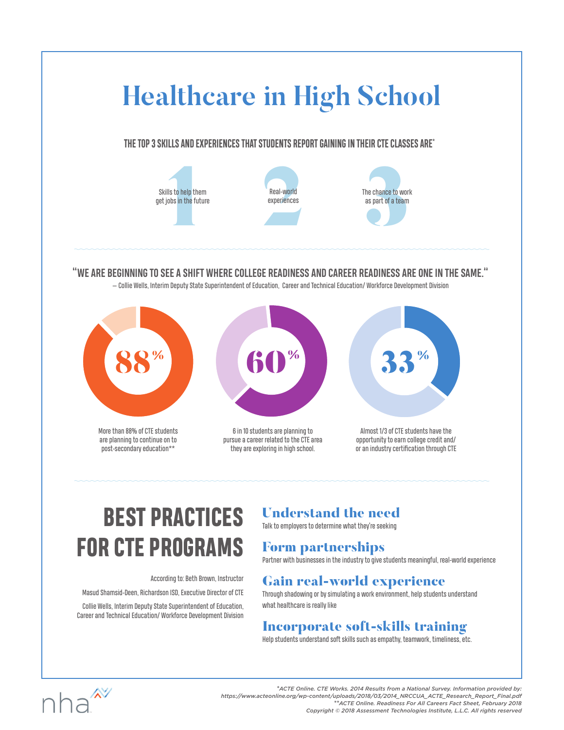# Healthcare in High School

## THE TOP 3 SKILLS AND EXPERIENCES THAT STUDENTS REPORT GAINING IN THEIR CTE CLASSES ARE*

1. Skills to help them get jobs in the future
2. Real-world experiences
3. The chance to work as part of a team

**"WE ARE BEGINNING TO SEE A SHIFT WHERE COLLEGE READINESS AND CAREER READINESS ARE ONE IN THE SAME."**

– Collie Wells, Interim Deputy State Superintendent of Education, Career and Technical Education/ Workforce Development Division

88%

More than 88% of CTE students are planning to continue on to post-secondary education**

60%

6 in 10 students are planning to pursue a career related to the CTE area they are exploring in high school.

33%

Almost 1/3 of CTE students have the opportunity to earn college credit and/ or an industry certification through CTE

## BEST PRACTICES FOR CTE PROGRAMS

According to: Beth Brown, Instructor

Masud Shamsid-Deen, Richardson ISD, Executive Director of CTE

Collie Wells, Interim Deputy State Superintendent of Education, Career and Technical Education/ Workforce Development Division

### Understand the need

Talk to employers to determine what they're seeking

### Form partnerships

Partner with businesses in the industry to give students meaningful, real-world experience

### Gain real-world experience

Through shadowing or by simulating a work environment, help students understand what healthcare is really like

### Incorporate soft-skills training

Help students understand soft skills such as empathy, teamwork, timeliness, etc.

nha

*ACTE Online. CTE Works. 2014 Results from a National Survey. Information provided by: https://www.acteonline.org/wp-content/uploads/2018/03/2014_NRCCUA_ACTE_Research_Report_Final.pdf

**ACTE Online. Readiness For All Careers Fact Sheet, February 2018

Copyright © 2018 Assessment Technologies Institute, L.L.C. All rights reserved